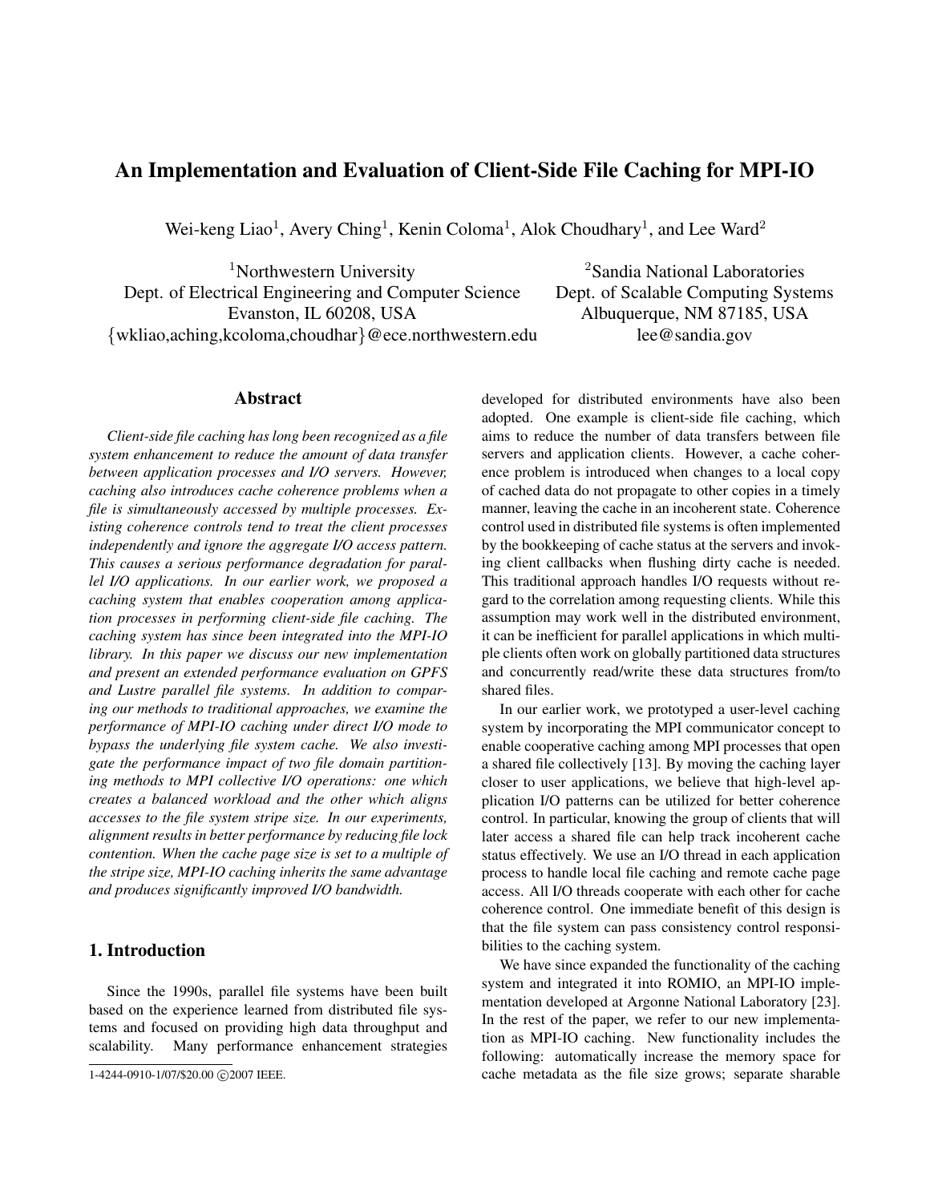# An Implementation and Evaluation of Client-Side File Caching for MPI-IO

Wei-keng Liao[1], Avery Ching[1], Kenin Coloma[1], Alok Choudhary[1], and Lee Ward[2]

[1]Northwestern University
Dept. of Electrical Engineering and Computer Science
Evanston, IL 60208, USA
{wkliao,aching,kcoloma,choudhar}@ece.northwestern.edu

[2]Sandia National Laboratories
Dept. of Scalable Computing Systems
Albuquerque, NM 87185, USA
lee@sandia.gov

## Abstract

*Client-side file caching has long been recognized as a file system enhancement to reduce the amount of data transfer between application processes and I/O servers. However, caching also introduces cache coherence problems when a file is simultaneously accessed by multiple processes. Existing coherence controls tend to treat the client processes independently and ignore the aggregate I/O access pattern. This causes a serious performance degradation for parallel I/O applications. In our earlier work, we proposed a caching system that enables cooperation among application processes in performing client-side file caching. The caching system has since been integrated into the MPI-IO library. In this paper we discuss our new implementation and present an extended performance evaluation on GPFS and Lustre parallel file systems. In addition to comparing our methods to traditional approaches, we examine the performance of MPI-IO caching under direct I/O mode to bypass the underlying file system cache. We also investigate the performance impact of two file domain partitioning methods to MPI collective I/O operations: one which creates a balanced workload and the other which aligns accesses to the file system stripe size. In our experiments, alignment results in better performance by reducing file lock contention. When the cache page size is set to a multiple of the stripe size, MPI-IO caching inherits the same advantage and produces significantly improved I/O bandwidth.*

## 1. Introduction

Since the 1990s, parallel file systems have been built based on the experience learned from distributed file systems and focused on providing high data throughput and scalability. Many performance enhancement strategies developed for distributed environments have also been adopted. One example is client-side file caching, which aims to reduce the number of data transfers between file servers and application clients. However, a cache coherence problem is introduced when changes to a local copy of cached data do not propagate to other copies in a timely manner, leaving the cache in an incoherent state. Coherence control used in distributed file systems is often implemented by the bookkeeping of cache status at the servers and invoking client callbacks when flushing dirty cache is needed. This traditional approach handles I/O requests without regard to the correlation among requesting clients. While this assumption may work well in the distributed environment, it can be inefficient for parallel applications in which multiple clients often work on globally partitioned data structures and concurrently read/write these data structures from/to shared files.

In our earlier work, we prototyped a user-level caching system by incorporating the MPI communicator concept to enable cooperative caching among MPI processes that open a shared file collectively [13]. By moving the caching layer closer to user applications, we believe that high-level application I/O patterns can be utilized for better coherence control. In particular, knowing the group of clients that will later access a shared file can help track incoherent cache status effectively. We use an I/O thread in each application process to handle local file caching and remote cache page access. All I/O threads cooperate with each other for cache coherence control. One immediate benefit of this design is that the file system can pass consistency control responsibilities to the caching system.

We have since expanded the functionality of the caching system and integrated it into ROMIO, an MPI-IO implementation developed at Argonne National Laboratory [23]. In the rest of the paper, we refer to our new implementation as MPI-IO caching. New functionality includes the following: automatically increase the memory space for cache metadata as the file size grows; separate sharable

1-4244-0910-1/07/$20.00 ©2007 IEEE.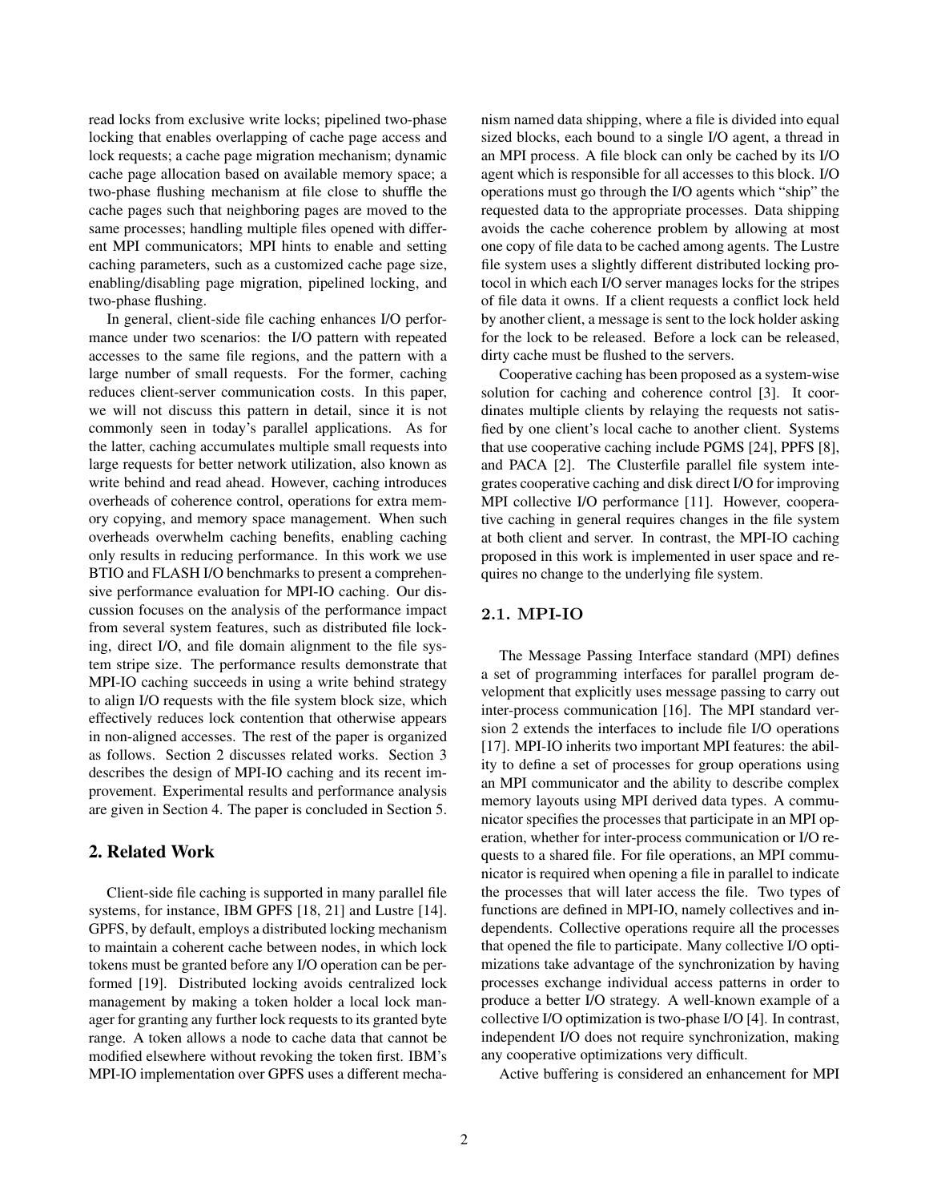read locks from exclusive write locks; pipelined two-phase locking that enables overlapping of cache page access and lock requests; a cache page migration mechanism; dynamic cache page allocation based on available memory space; a two-phase flushing mechanism at file close to shuffle the cache pages such that neighboring pages are moved to the same processes; handling multiple files opened with different MPI communicators; MPI hints to enable and setting caching parameters, such as a customized cache page size, enabling/disabling page migration, pipelined locking, and two-phase flushing.

In general, client-side file caching enhances I/O performance under two scenarios: the I/O pattern with repeated accesses to the same file regions, and the pattern with a large number of small requests. For the former, caching reduces client-server communication costs. In this paper, we will not discuss this pattern in detail, since it is not commonly seen in today's parallel applications. As for the latter, caching accumulates multiple small requests into large requests for better network utilization, also known as write behind and read ahead. However, caching introduces overheads of coherence control, operations for extra memory copying, and memory space management. When such overheads overwhelm caching benefits, enabling caching only results in reducing performance. In this work we use BTIO and FLASH I/O benchmarks to present a comprehensive performance evaluation for MPI-IO caching. Our discussion focuses on the analysis of the performance impact from several system features, such as distributed file locking, direct I/O, and file domain alignment to the file system stripe size. The performance results demonstrate that MPI-IO caching succeeds in using a write behind strategy to align I/O requests with the file system block size, which effectively reduces lock contention that otherwise appears in non-aligned accesses. The rest of the paper is organized as follows. Section 2 discusses related works. Section 3 describes the design of MPI-IO caching and its recent improvement. Experimental results and performance analysis are given in Section 4. The paper is concluded in Section 5.

## 2. Related Work

Client-side file caching is supported in many parallel file systems, for instance, IBM GPFS [18, 21] and Lustre [14]. GPFS, by default, employs a distributed locking mechanism to maintain a coherent cache between nodes, in which lock tokens must be granted before any I/O operation can be performed [19]. Distributed locking avoids centralized lock management by making a token holder a local lock manager for granting any further lock requests to its granted byte range. A token allows a node to cache data that cannot be modified elsewhere without revoking the token first. IBM's MPI-IO implementation over GPFS uses a different mechanism named data shipping, where a file is divided into equal sized blocks, each bound to a single I/O agent, a thread in an MPI process. A file block can only be cached by its I/O agent which is responsible for all accesses to this block. I/O operations must go through the I/O agents which "ship" the requested data to the appropriate processes. Data shipping avoids the cache coherence problem by allowing at most one copy of file data to be cached among agents. The Lustre file system uses a slightly different distributed locking protocol in which each I/O server manages locks for the stripes of file data it owns. If a client requests a conflict lock held by another client, a message is sent to the lock holder asking for the lock to be released. Before a lock can be released, dirty cache must be flushed to the servers.

Cooperative caching has been proposed as a system-wise solution for caching and coherence control [3]. It coordinates multiple clients by relaying the requests not satisfied by one client's local cache to another client. Systems that use cooperative caching include PGMS [24], PPFS [8], and PACA [2]. The Clusterfile parallel file system integrates cooperative caching and disk direct I/O for improving MPI collective I/O performance [11]. However, cooperative caching in general requires changes in the file system at both client and server. In contrast, the MPI-IO caching proposed in this work is implemented in user space and requires no change to the underlying file system.

### 2.1. MPI-IO

The Message Passing Interface standard (MPI) defines a set of programming interfaces for parallel program development that explicitly uses message passing to carry out inter-process communication [16]. The MPI standard version 2 extends the interfaces to include file I/O operations [17]. MPI-IO inherits two important MPI features: the ability to define a set of processes for group operations using an MPI communicator and the ability to describe complex memory layouts using MPI derived data types. A communicator specifies the processes that participate in an MPI operation, whether for inter-process communication or I/O requests to a shared file. For file operations, an MPI communicator is required when opening a file in parallel to indicate the processes that will later access the file. Two types of functions are defined in MPI-IO, namely collectives and independents. Collective operations require all the processes that opened the file to participate. Many collective I/O optimizations take advantage of the synchronization by having processes exchange individual access patterns in order to produce a better I/O strategy. A well-known example of a collective I/O optimization is two-phase I/O [4]. In contrast, independent I/O does not require synchronization, making any cooperative optimizations very difficult.

Active buffering is considered an enhancement for MPI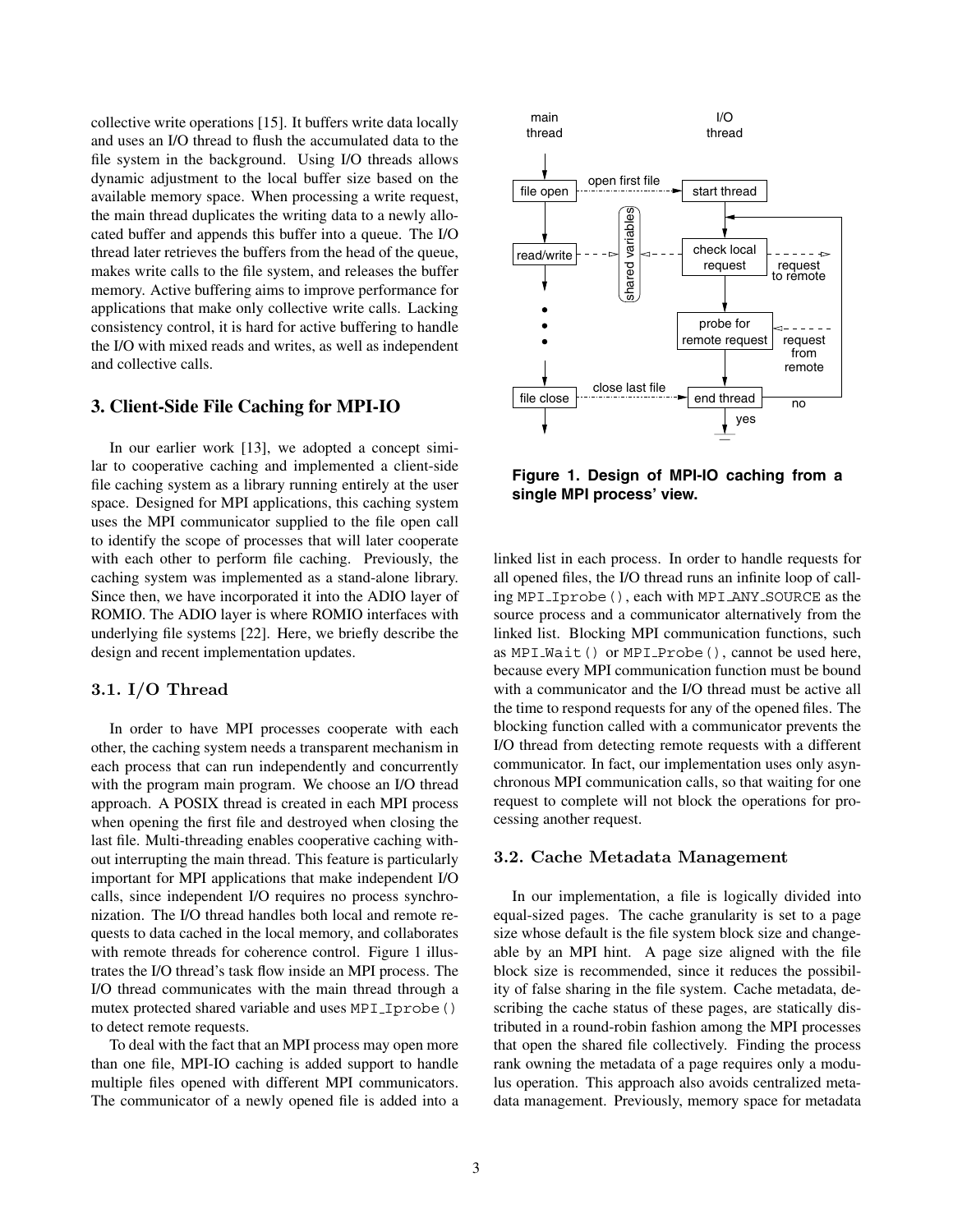collective write operations [15]. It buffers write data locally and uses an I/O thread to flush the accumulated data to the file system in the background. Using I/O threads allows dynamic adjustment to the local buffer size based on the available memory space. When processing a write request, the main thread duplicates the writing data to a newly allocated buffer and appends this buffer into a queue. The I/O thread later retrieves the buffers from the head of the queue, makes write calls to the file system, and releases the buffer memory. Active buffering aims to improve performance for applications that make only collective write calls. Lacking consistency control, it is hard for active buffering to handle the I/O with mixed reads and writes, as well as independent and collective calls.

## 3. Client-Side File Caching for MPI-IO

In our earlier work [13], we adopted a concept similar to cooperative caching and implemented a client-side file caching system as a library running entirely at the user space. Designed for MPI applications, this caching system uses the MPI communicator supplied to the file open call to identify the scope of processes that will later cooperate with each other to perform file caching. Previously, the caching system was implemented as a stand-alone library. Since then, we have incorporated it into the ADIO layer of ROMIO. The ADIO layer is where ROMIO interfaces with underlying file systems [22]. Here, we briefly describe the design and recent implementation updates.

### 3.1. I/O Thread

In order to have MPI processes cooperate with each other, the caching system needs a transparent mechanism in each process that can run independently and concurrently with the program main program. We choose an I/O thread approach. A POSIX thread is created in each MPI process when opening the first file and destroyed when closing the last file. Multi-threading enables cooperative caching without interrupting the main thread. This feature is particularly important for MPI applications that make independent I/O calls, since independent I/O requires no process synchronization. The I/O thread handles both local and remote requests to data cached in the local memory, and collaborates with remote threads for coherence control. Figure 1 illustrates the I/O thread's task flow inside an MPI process. The I/O thread communicates with the main thread through a mutex protected shared variable and uses `MPI_Iprobe()` to detect remote requests.

To deal with the fact that an MPI process may open more than one file, MPI-IO caching is added support to handle multiple files opened with different MPI communicators. The communicator of a newly opened file is added into a linked list in each process. In order to handle requests for all opened files, the I/O thread runs an infinite loop of calling `MPI_Iprobe()`, each with `MPI_ANY_SOURCE` as the source process and a communicator alternatively from the linked list. Blocking MPI communication functions, such as `MPI_Wait()` or `MPI_Probe()`, cannot be used here, because every MPI communication function must be bound with a communicator and the I/O thread must be active all the time to respond requests for any of the opened files. The blocking function called with a communicator prevents the I/O thread from detecting remote requests with a different communicator. In fact, our implementation uses only asynchronous MPI communication calls, so that waiting for one request to complete will not block the operations for processing another request.

main thread
I/O thread
file open
open first file
start thread
read/write
shared variables
check local request
request to remote
probe for remote request
request from remote
file close
close last file
end thread
no
yes

**Figure 1. Design of MPI-IO caching from a single MPI process' view.**

### 3.2. Cache Metadata Management

In our implementation, a file is logically divided into equal-sized pages. The cache granularity is set to a page size whose default is the file system block size and changeable by an MPI hint. A page size aligned with the file block size is recommended, since it reduces the possibility of false sharing in the file system. Cache metadata, describing the cache status of these pages, are statically distributed in a round-robin fashion among the MPI processes that open the shared file collectively. Finding the process rank owning the metadata of a page requires only a modulus operation. This approach also avoids centralized metadata management. Previously, memory space for metadata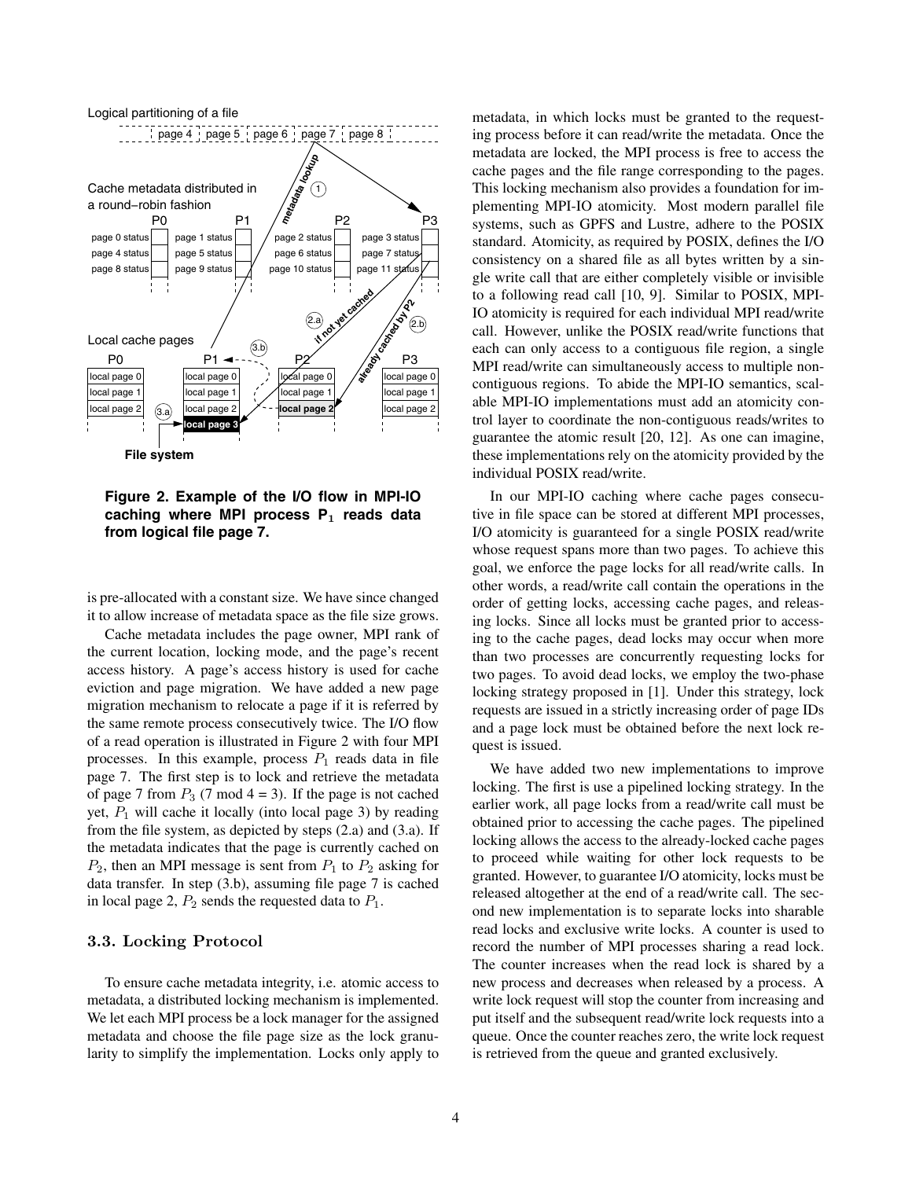**Figure 2. Example of the I/O flow in MPI-IO caching where MPI process $P_1$ reads data from logical file page 7.**

is pre-allocated with a constant size. We have since changed it to allow increase of metadata space as the file size grows.

Cache metadata includes the page owner, MPI rank of the current location, locking mode, and the page's recent access history. A page's access history is used for cache eviction and page migration. We have added a new page migration mechanism to relocate a page if it is referred by the same remote process consecutively twice. The I/O flow of a read operation is illustrated in Figure 2 with four MPI processes. In this example, process $P_1$ reads data in file page 7. The first step is to lock and retrieve the metadata of page 7 from $P_3$ (7 mod 4 = 3). If the page is not cached yet, $P_1$ will cache it locally (into local page 3) by reading from the file system, as depicted by steps (2.a) and (3.a). If the metadata indicates that the page is currently cached on $P_2$, then an MPI message is sent from $P_1$ to $P_2$ asking for data transfer. In step (3.b), assuming file page 7 is cached in local page 2, $P_2$ sends the requested data to $P_1$.

### 3.3. Locking Protocol

To ensure cache metadata integrity, i.e. atomic access to metadata, a distributed locking mechanism is implemented. We let each MPI process be a lock manager for the assigned metadata and choose the file page size as the lock granularity to simplify the implementation. Locks only apply to metadata, in which locks must be granted to the requesting process before it can read/write the metadata. Once the metadata are locked, the MPI process is free to access the cache pages and the file range corresponding to the pages. This locking mechanism also provides a foundation for implementing MPI-IO atomicity. Most modern parallel file systems, such as GPFS and Lustre, adhere to the POSIX standard. Atomicity, as required by POSIX, defines the I/O consistency on a shared file as all bytes written by a single write call that are either completely visible or invisible to a following read call [10, 9]. Similar to POSIX, MPI-IO atomicity is required for each individual MPI read/write call. However, unlike the POSIX read/write functions that each can only access to a contiguous file region, a single MPI read/write can simultaneously access to multiple non-contiguous regions. To abide the MPI-IO semantics, scalable MPI-IO implementations must add an atomicity control layer to coordinate the non-contiguous reads/writes to guarantee the atomic result [20, 12]. As one can imagine, these implementations rely on the atomicity provided by the individual POSIX read/write.

In our MPI-IO caching where cache pages consecutive in file space can be stored at different MPI processes, I/O atomicity is guaranteed for a single POSIX read/write whose request spans more than two pages. To achieve this goal, we enforce the page locks for all read/write calls. In other words, a read/write call contain the operations in the order of getting locks, accessing cache pages, and releasing locks. Since all locks must be granted prior to accessing to the cache pages, dead locks may occur when more than two processes are concurrently requesting locks for two pages. To avoid dead locks, we employ the two-phase locking strategy proposed in [1]. Under this strategy, lock requests are issued in a strictly increasing order of page IDs and a page lock must be obtained before the next lock request is issued.

We have added two new implementations to improve locking. The first is use a pipelined locking strategy. In the earlier work, all page locks from a read/write call must be obtained prior to accessing the cache pages. The pipelined locking allows the access to the already-locked cache pages to proceed while waiting for other lock requests to be granted. However, to guarantee I/O atomicity, locks must be released altogether at the end of a read/write call. The second new implementation is to separate locks into sharable read locks and exclusive write locks. A counter is used to record the number of MPI processes sharing a read lock. The counter increases when the read lock is shared by a new process and decreases when released by a process. A write lock request will stop the counter from increasing and put itself and the subsequent read/write lock requests into a queue. Once the counter reaches zero, the write lock request is retrieved from the queue and granted exclusively.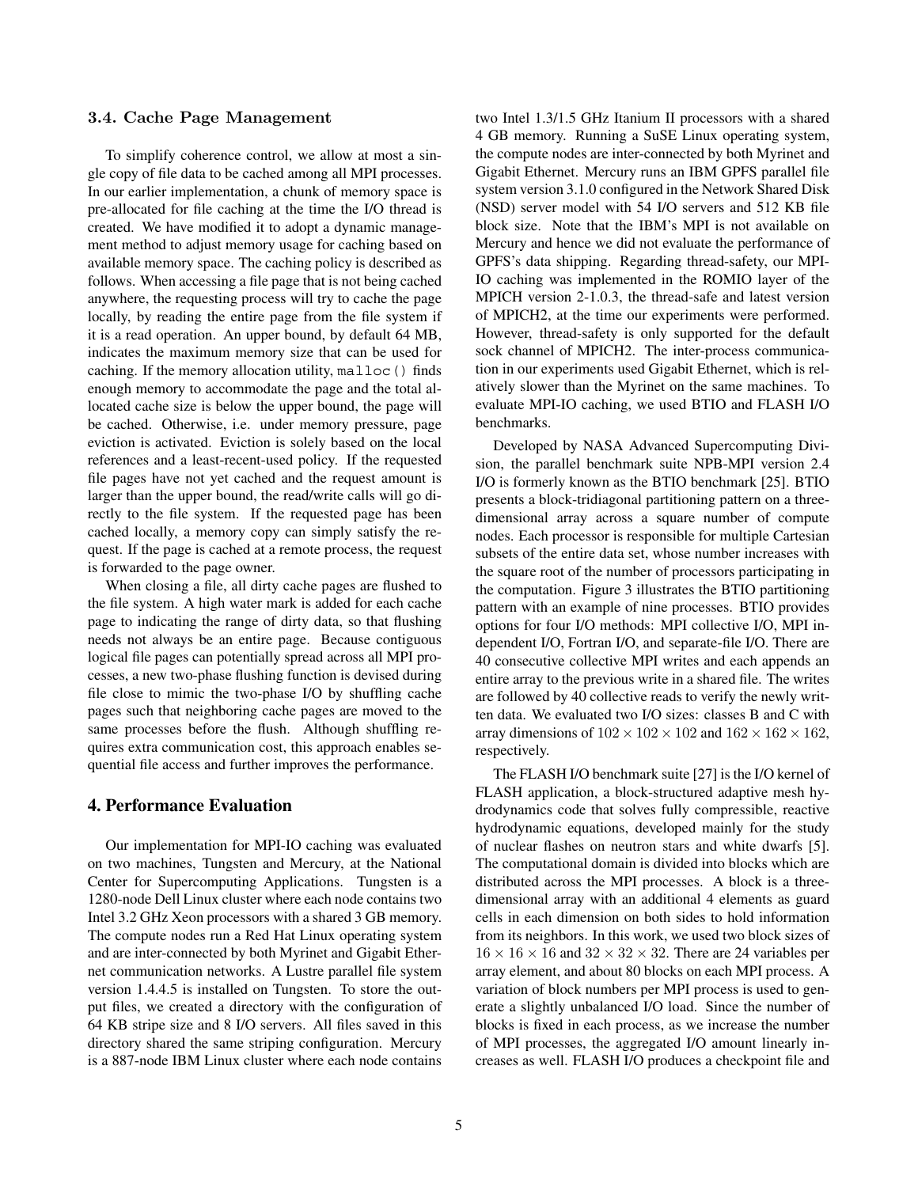### 3.4. Cache Page Management

To simplify coherence control, we allow at most a single copy of file data to be cached among all MPI processes. In our earlier implementation, a chunk of memory space is pre-allocated for file caching at the time the I/O thread is created. We have modified it to adopt a dynamic management method to adjust memory usage for caching based on available memory space. The caching policy is described as follows. When accessing a file page that is not being cached anywhere, the requesting process will try to cache the page locally, by reading the entire page from the file system if it is a read operation. An upper bound, by default 64 MB, indicates the maximum memory size that can be used for caching. If the memory allocation utility, `malloc()` finds enough memory to accommodate the page and the total allocated cache size is below the upper bound, the page will be cached. Otherwise, i.e. under memory pressure, page eviction is activated. Eviction is solely based on the local references and a least-recent-used policy. If the requested file pages have not yet cached and the request amount is larger than the upper bound, the read/write calls will go directly to the file system. If the requested page has been cached locally, a memory copy can simply satisfy the request. If the page is cached at a remote process, the request is forwarded to the page owner.

When closing a file, all dirty cache pages are flushed to the file system. A high water mark is added for each cache page to indicating the range of dirty data, so that flushing needs not always be an entire page. Because contiguous logical file pages can potentially spread across all MPI processes, a new two-phase flushing function is devised during file close to mimic the two-phase I/O by shuffling cache pages such that neighboring cache pages are moved to the same processes before the flush. Although shuffling requires extra communication cost, this approach enables sequential file access and further improves the performance.

## 4. Performance Evaluation

Our implementation for MPI-IO caching was evaluated on two machines, Tungsten and Mercury, at the National Center for Supercomputing Applications. Tungsten is a 1280-node Dell Linux cluster where each node contains two Intel 3.2 GHz Xeon processors with a shared 3 GB memory. The compute nodes run a Red Hat Linux operating system and are inter-connected by both Myrinet and Gigabit Ethernet communication networks. A Lustre parallel file system version 1.4.4.5 is installed on Tungsten. To store the output files, we created a directory with the configuration of 64 KB stripe size and 8 I/O servers. All files saved in this directory shared the same striping configuration. Mercury is a 887-node IBM Linux cluster where each node contains two Intel 1.3/1.5 GHz Itanium II processors with a shared 4 GB memory. Running a SuSE Linux operating system, the compute nodes are inter-connected by both Myrinet and Gigabit Ethernet. Mercury runs an IBM GPFS parallel file system version 3.1.0 configured in the Network Shared Disk (NSD) server model with 54 I/O servers and 512 KB file block size. Note that the IBM's MPI is not available on Mercury and hence we did not evaluate the performance of GPFS's data shipping. Regarding thread-safety, our MPI-IO caching was implemented in the ROMIO layer of the MPICH version 2-1.0.3, the thread-safe and latest version of MPICH2, at the time our experiments were performed. However, thread-safety is only supported for the default sock channel of MPICH2. The inter-process communication in our experiments used Gigabit Ethernet, which is relatively slower than the Myrinet on the same machines. To evaluate MPI-IO caching, we used BTIO and FLASH I/O benchmarks.

Developed by NASA Advanced Supercomputing Division, the parallel benchmark suite NPB-MPI version 2.4 I/O is formerly known as the BTIO benchmark [25]. BTIO presents a block-tridiagonal partitioning pattern on a three-dimensional array across a square number of compute nodes. Each processor is responsible for multiple Cartesian subsets of the entire data set, whose number increases with the square root of the number of processors participating in the computation. Figure 3 illustrates the BTIO partitioning pattern with an example of nine processes. BTIO provides options for four I/O methods: MPI collective I/O, MPI independent I/O, Fortran I/O, and separate-file I/O. There are 40 consecutive collective MPI writes and each appends an entire array to the previous write in a shared file. The writes are followed by 40 collective reads to verify the newly written data. We evaluated two I/O sizes: classes B and C with array dimensions of $102 \times 102 \times 102$ and $162 \times 162 \times 162$, respectively.

The FLASH I/O benchmark suite [27] is the I/O kernel of FLASH application, a block-structured adaptive mesh hydrodynamics code that solves fully compressible, reactive hydrodynamic equations, developed mainly for the study of nuclear flashes on neutron stars and white dwarfs [5]. The computational domain is divided into blocks which are distributed across the MPI processes. A block is a three-dimensional array with an additional 4 elements as guard cells in each dimension on both sides to hold information from its neighbors. In this work, we used two block sizes of $16 \times 16 \times 16$ and $32 \times 32 \times 32$. There are 24 variables per array element, and about 80 blocks on each MPI process. A variation of block numbers per MPI process is used to generate a slightly unbalanced I/O load. Since the number of blocks is fixed in each process, as we increase the number of MPI processes, the aggregated I/O amount linearly increases as well. FLASH I/O produces a checkpoint file and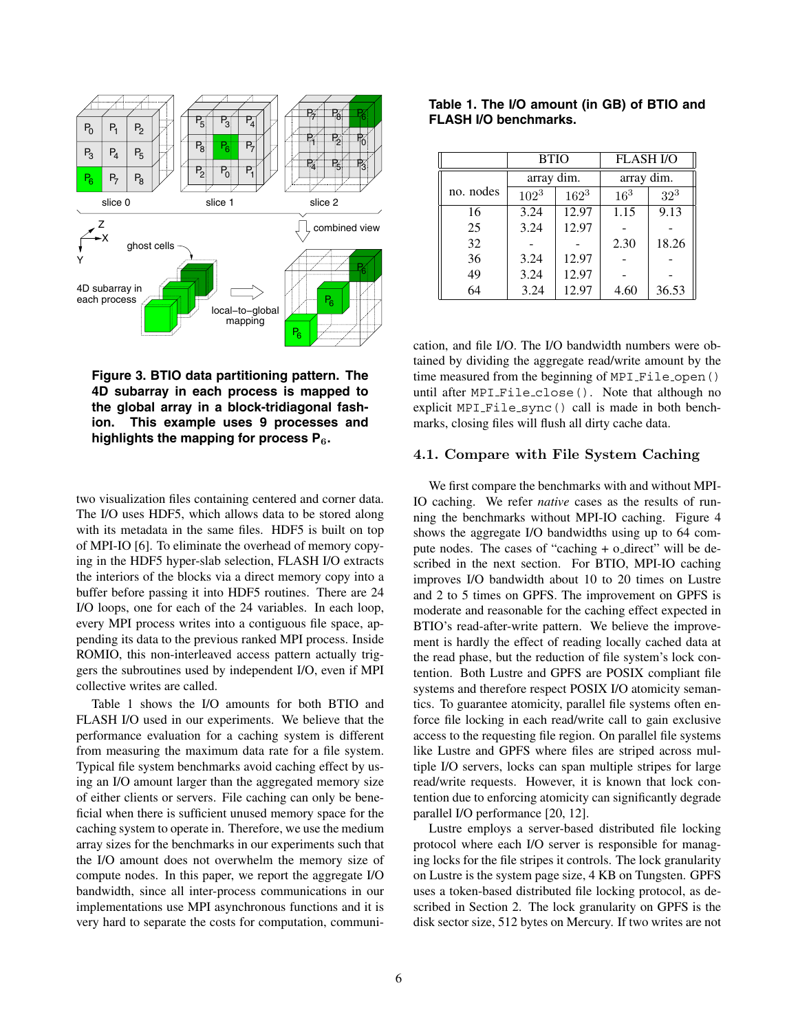Figure 3. BTIO data partitioning pattern. The 4D subarray in each process is mapped to the global array in a block-tridiagonal fashion. This example uses 9 processes and highlights the mapping for process $P_6$.

two visualization files containing centered and corner data. The I/O uses HDF5, which allows data to be stored along with its metadata in the same files. HDF5 is built on top of MPI-IO [6]. To eliminate the overhead of memory copying in the HDF5 hyper-slab selection, FLASH I/O extracts the interiors of the blocks via a direct memory copy into a buffer before passing it into HDF5 routines. There are 24 I/O loops, one for each of the 24 variables. In each loop, every MPI process writes into a contiguous file space, appending its data to the previous ranked MPI process. Inside ROMIO, this non-interleaved access pattern actually triggers the subroutines used by independent I/O, even if MPI collective writes are called.

Table 1 shows the I/O amounts for both BTIO and FLASH I/O used in our experiments. We believe that the performance evaluation for a caching system is different from measuring the maximum data rate for a file system. Typical file system benchmarks avoid caching effect by using an I/O amount larger than the aggregated memory size of either clients or servers. File caching can only be beneficial when there is sufficient unused memory space for the caching system to operate in. Therefore, we use the medium array sizes for the benchmarks in our experiments such that the I/O amount does not overwhelm the memory size of compute nodes. In this paper, we report the aggregate I/O bandwidth, since all inter-process communications in our implementations use MPI asynchronous functions and it is very hard to separate the costs for computation, communication, and file I/O. The I/O bandwidth numbers were obtained by dividing the aggregate read/write amount by the time measured from the beginning of `MPI_File_open()` until after `MPI_File_close()`. Note that although no explicit `MPI_File_sync()` call is made in both benchmarks, closing files will flush all dirty cache data.

**Table 1. The I/O amount (in GB) of BTIO and FLASH I/O benchmarks.**

| no. nodes | BTIO | | FLASH I/O | |
|---|---|---|---|---|
| | array dim. | | array dim. | |
| | $102^3$ | $162^3$ | $16^3$ | $32^3$ |
| 16 | 3.24 | 12.97 | 1.15 | 9.13 |
| 25 | 3.24 | 12.97 | - | - |
| 32 | - | - | 2.30 | 18.26 |
| 36 | 3.24 | 12.97 | - | - |
| 49 | 3.24 | 12.97 | - | - |
| 64 | 3.24 | 12.97 | 4.60 | 36.53 |

### 4.1. Compare with File System Caching

We first compare the benchmarks with and without MPI-IO caching. We refer *native* cases as the results of running the benchmarks without MPI-IO caching. Figure 4 shows the aggregate I/O bandwidths using up to 64 compute nodes. The cases of "caching + o_direct" will be described in the next section. For BTIO, MPI-IO caching improves I/O bandwidth about 10 to 20 times on Lustre and 2 to 5 times on GPFS. The improvement on GPFS is moderate and reasonable for the caching effect expected in BTIO's read-after-write pattern. We believe the improvement is hardly the effect of reading locally cached data at the read phase, but the reduction of file system's lock contention. Both Lustre and GPFS are POSIX compliant file systems and therefore respect POSIX I/O atomicity semantics. To guarantee atomicity, parallel file systems often enforce file locking in each read/write call to gain exclusive access to the requesting file region. On parallel file systems like Lustre and GPFS where files are striped across multiple I/O servers, locks can span multiple stripes for large read/write requests. However, it is known that lock contention due to enforcing atomicity can significantly degrade parallel I/O performance [20, 12].

Lustre employs a server-based distributed file locking protocol where each I/O server is responsible for managing locks for the file stripes it controls. The lock granularity on Lustre is the system page size, 4 KB on Tungsten. GPFS uses a token-based distributed file locking protocol, as described in Section 2. The lock granularity on GPFS is the disk sector size, 512 bytes on Mercury. If two writes are not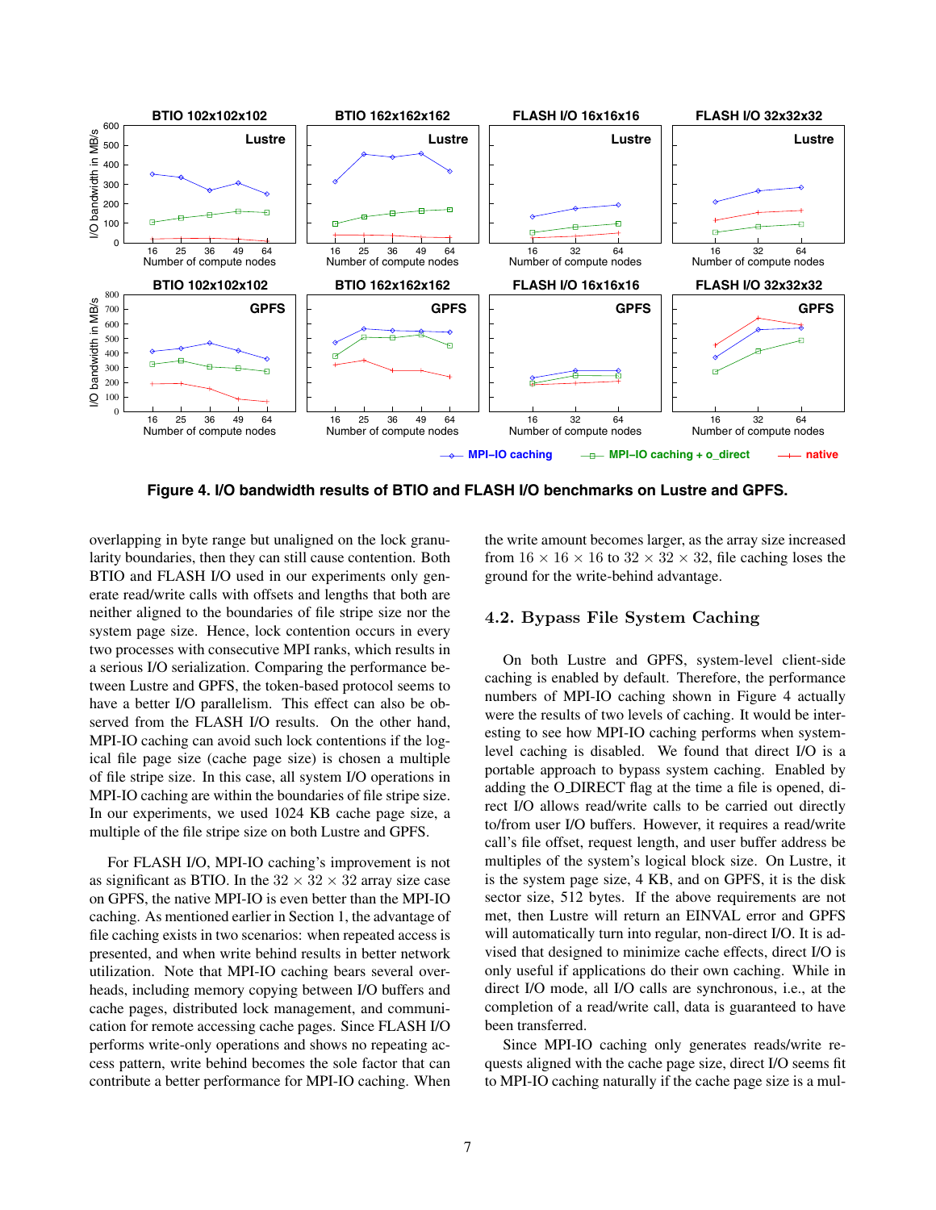**Figure 4. I/O bandwidth results of BTIO and FLASH I/O benchmarks on Lustre and GPFS.**

overlapping in byte range but unaligned on the lock granularity boundaries, then they can still cause contention. Both BTIO and FLASH I/O used in our experiments only generate read/write calls with offsets and lengths that both are neither aligned to the boundaries of file stripe size nor the system page size. Hence, lock contention occurs in every two processes with consecutive MPI ranks, which results in a serious I/O serialization. Comparing the performance between Lustre and GPFS, the token-based protocol seems to have a better I/O parallelism. This effect can also be observed from the FLASH I/O results. On the other hand, MPI-IO caching can avoid such lock contentions if the logical file page size (cache page size) is chosen a multiple of file stripe size. In this case, all system I/O operations in MPI-IO caching are within the boundaries of file stripe size. In our experiments, we used 1024 KB cache page size, a multiple of the file stripe size on both Lustre and GPFS.

For FLASH I/O, MPI-IO caching's improvement is not as significant as BTIO. In the $32 \times 32 \times 32$ array size case on GPFS, the native MPI-IO is even better than the MPI-IO caching. As mentioned earlier in Section 1, the advantage of file caching exists in two scenarios: when repeated access is presented, and when write behind results in better network utilization. Note that MPI-IO caching bears several overheads, including memory copying between I/O buffers and cache pages, distributed lock management, and communication for remote accessing cache pages. Since FLASH I/O performs write-only operations and shows no repeating access pattern, write behind becomes the sole factor that can contribute a better performance for MPI-IO caching. When the write amount becomes larger, as the array size increased from $16 \times 16 \times 16$ to $32 \times 32 \times 32$, file caching loses the ground for the write-behind advantage.

## 4.2. Bypass File System Caching

On both Lustre and GPFS, system-level client-side caching is enabled by default. Therefore, the performance numbers of MPI-IO caching shown in Figure 4 actually were the results of two levels of caching. It would be interesting to see how MPI-IO caching performs when system-level caching is disabled. We found that direct I/O is a portable approach to bypass system caching. Enabled by adding the O_DIRECT flag at the time a file is opened, direct I/O allows read/write calls to be carried out directly to/from user I/O buffers. However, it requires a read/write call's file offset, request length, and user buffer address be multiples of the system's logical block size. On Lustre, it is the system page size, 4 KB, and on GPFS, it is the disk sector size, 512 bytes. If the above requirements are not met, then Lustre will return an EINVAL error and GPFS will automatically turn into regular, non-direct I/O. It is advised that designed to minimize cache effects, direct I/O is only useful if applications do their own caching. While in direct I/O mode, all I/O calls are synchronous, i.e., at the completion of a read/write call, data is guaranteed to have been transferred.

Since MPI-IO caching only generates reads/write requests aligned with the cache page size, direct I/O seems fit to MPI-IO caching naturally if the cache page size is a mul-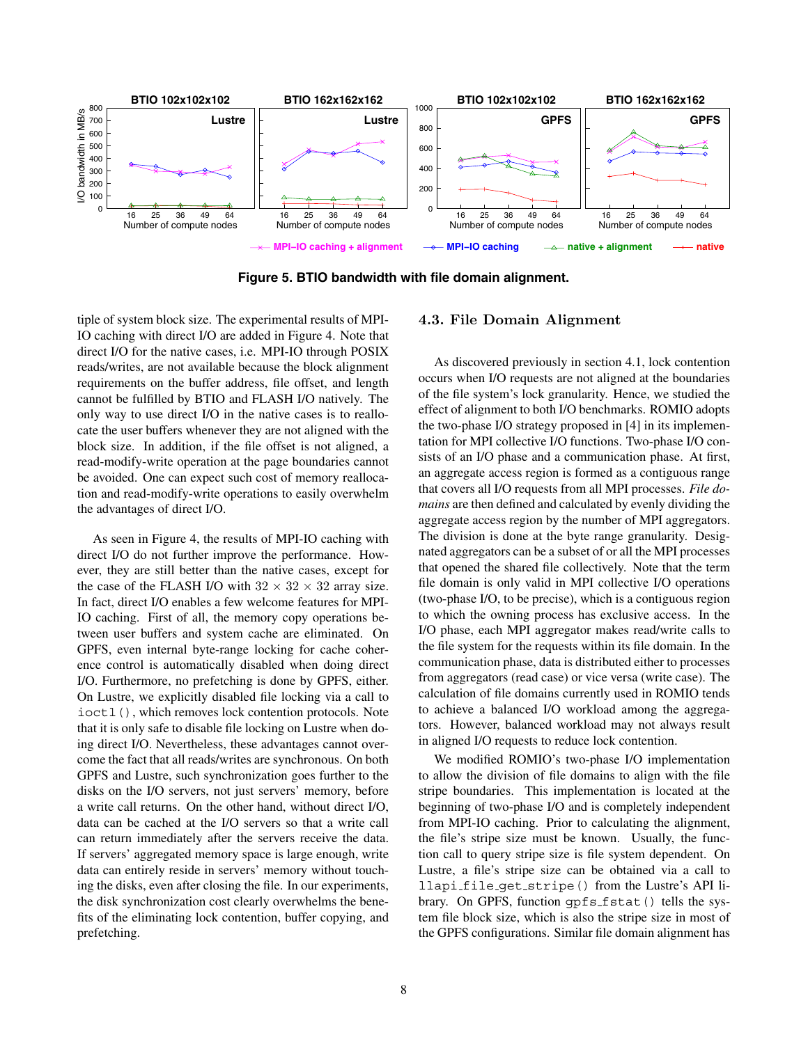Figure 5. BTIO bandwidth with file domain alignment.

tiple of system block size. The experimental results of MPI-IO caching with direct I/O are added in Figure 4. Note that direct I/O for the native cases, i.e. MPI-IO through POSIX reads/writes, are not available because the block alignment requirements on the buffer address, file offset, and length cannot be fulfilled by BTIO and FLASH I/O natively. The only way to use direct I/O in the native cases is to reallocate the user buffers whenever they are not aligned with the block size. In addition, if the file offset is not aligned, a read-modify-write operation at the page boundaries cannot be avoided. One can expect such cost of memory reallocation and read-modify-write operations to easily overwhelm the advantages of direct I/O.

As seen in Figure 4, the results of MPI-IO caching with direct I/O do not further improve the performance. However, they are still better than the native cases, except for the case of the FLASH I/O with $32 \times 32 \times 32$ array size. In fact, direct I/O enables a few welcome features for MPI-IO caching. First of all, the memory copy operations between user buffers and system cache are eliminated. On GPFS, even internal byte-range locking for cache coherence control is automatically disabled when doing direct I/O. Furthermore, no prefetching is done by GPFS, either. On Lustre, we explicitly disabled file locking via a call to `ioctl()`, which removes lock contention protocols. Note that it is only safe to disable file locking on Lustre when doing direct I/O. Nevertheless, these advantages cannot overcome the fact that all reads/writes are synchronous. On both GPFS and Lustre, such synchronization goes further to the disks on the I/O servers, not just servers' memory, before a write call returns. On the other hand, without direct I/O, data can be cached at the I/O servers so that a write call can return immediately after the servers receive the data. If servers' aggregated memory space is large enough, write data can entirely reside in servers' memory without touching the disks, even after closing the file. In our experiments, the disk synchronization cost clearly overwhelms the benefits of the eliminating lock contention, buffer copying, and prefetching.

### 4.3. File Domain Alignment

As discovered previously in section 4.1, lock contention occurs when I/O requests are not aligned at the boundaries of the file system's lock granularity. Hence, we studied the effect of alignment to both I/O benchmarks. ROMIO adopts the two-phase I/O strategy proposed in [4] in its implementation for MPI collective I/O functions. Two-phase I/O consists of an I/O phase and a communication phase. At first, an aggregate access region is formed as a contiguous range that covers all I/O requests from all MPI processes. *File domains* are then defined and calculated by evenly dividing the aggregate access region by the number of MPI aggregators. The division is done at the byte range granularity. Designated aggregators can be a subset of or all the MPI processes that opened the shared file collectively. Note that the term file domain is only valid in MPI collective I/O operations (two-phase I/O, to be precise), which is a contiguous region to which the owning process has exclusive access. In the I/O phase, each MPI aggregator makes read/write calls to the file system for the requests within its file domain. In the communication phase, data is distributed either to processes from aggregators (read case) or vice versa (write case). The calculation of file domains currently used in ROMIO tends to achieve a balanced I/O workload among the aggregators. However, balanced workload may not always result in aligned I/O requests to reduce lock contention.

We modified ROMIO's two-phase I/O implementation to allow the division of file domains to align with the file stripe boundaries. This implementation is located at the beginning of two-phase I/O and is completely independent from MPI-IO caching. Prior to calculating the alignment, the file's stripe size must be known. Usually, the function call to query stripe size is file system dependent. On Lustre, a file's stripe size can be obtained via a call to `llapi_file_get_stripe()` from the Lustre's API library. On GPFS, function `gpfs_fstat()` tells the system file block size, which is also the stripe size in most of the GPFS configurations. Similar file domain alignment has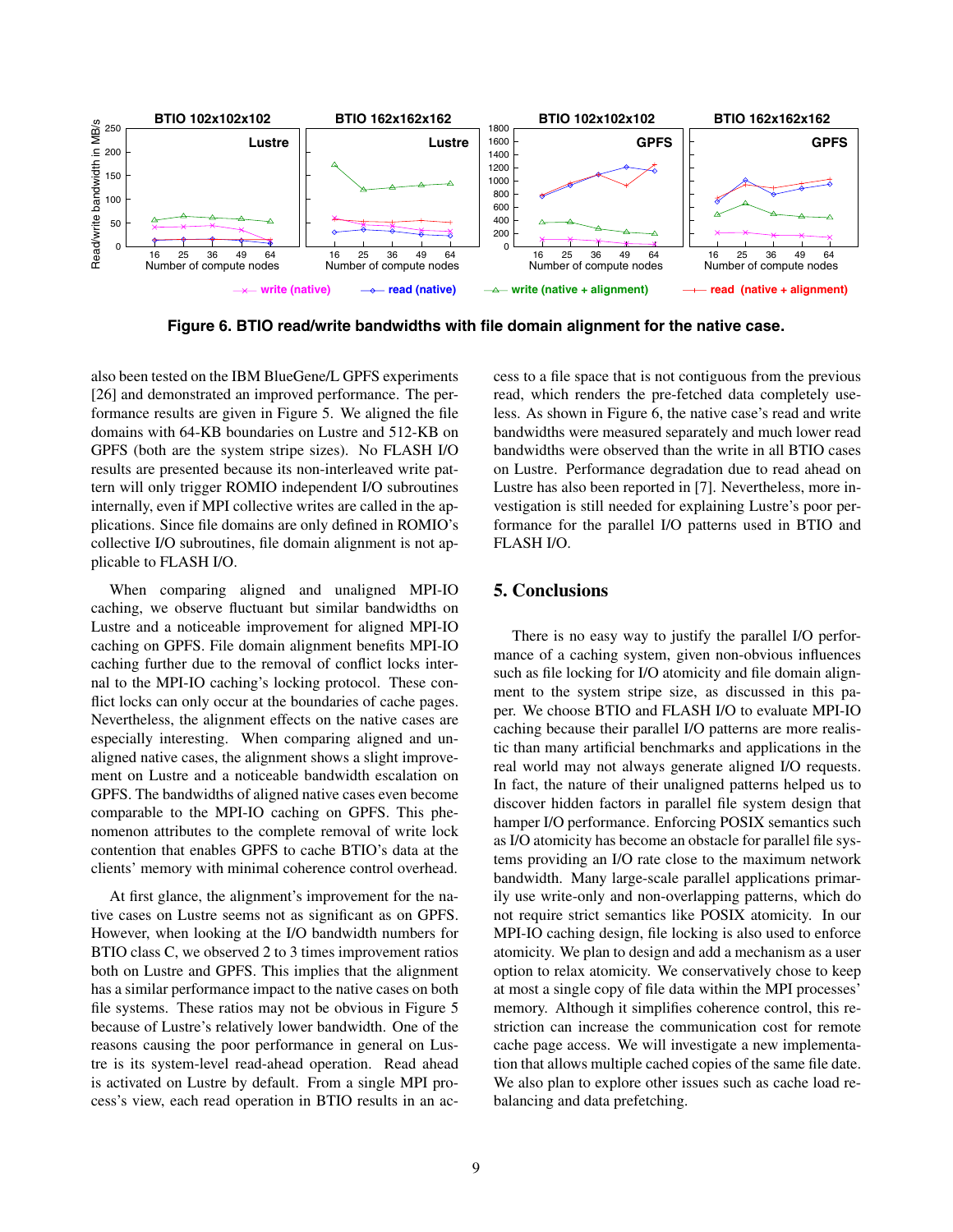**Figure 6. BTIO read/write bandwidths with file domain alignment for the native case.**

also been tested on the IBM BlueGene/L GPFS experiments [26] and demonstrated an improved performance. The performance results are given in Figure 5. We aligned the file domains with 64-KB boundaries on Lustre and 512-KB on GPFS (both are the system stripe sizes). No FLASH I/O results are presented because its non-interleaved write pattern will only trigger ROMIO independent I/O subroutines internally, even if MPI collective writes are called in the applications. Since file domains are only defined in ROMIO's collective I/O subroutines, file domain alignment is not applicable to FLASH I/O.

When comparing aligned and unaligned MPI-IO caching, we observe fluctuant but similar bandwidths on Lustre and a noticeable improvement for aligned MPI-IO caching on GPFS. File domain alignment benefits MPI-IO caching further due to the removal of conflict locks internal to the MPI-IO caching's locking protocol. These conflict locks can only occur at the boundaries of cache pages. Nevertheless, the alignment effects on the native cases are especially interesting. When comparing aligned and unaligned native cases, the alignment shows a slight improvement on Lustre and a noticeable bandwidth escalation on GPFS. The bandwidths of aligned native cases even become comparable to the MPI-IO caching on GPFS. This phenomenon attributes to the complete removal of write lock contention that enables GPFS to cache BTIO's data at the clients' memory with minimal coherence control overhead.

At first glance, the alignment's improvement for the native cases on Lustre seems not as significant as on GPFS. However, when looking at the I/O bandwidth numbers for BTIO class C, we observed 2 to 3 times improvement ratios both on Lustre and GPFS. This implies that the alignment has a similar performance impact to the native cases on both file systems. These ratios may not be obvious in Figure 5 because of Lustre's relatively lower bandwidth. One of the reasons causing the poor performance in general on Lustre is its system-level read-ahead operation. Read ahead is activated on Lustre by default. From a single MPI process's view, each read operation in BTIO results in an access to a file space that is not contiguous from the previous read, which renders the pre-fetched data completely useless. As shown in Figure 6, the native case's read and write bandwidths were measured separately and much lower read bandwidths were observed than the write in all BTIO cases on Lustre. Performance degradation due to read ahead on Lustre has also been reported in [7]. Nevertheless, more investigation is still needed for explaining Lustre's poor performance for the parallel I/O patterns used in BTIO and FLASH I/O.

## 5. Conclusions

There is no easy way to justify the parallel I/O performance of a caching system, given non-obvious influences such as file locking for I/O atomicity and file domain alignment to the system stripe size, as discussed in this paper. We choose BTIO and FLASH I/O to evaluate MPI-IO caching because their parallel I/O patterns are more realistic than many artificial benchmarks and applications in the real world may not always generate aligned I/O requests. In fact, the nature of their unaligned patterns helped us to discover hidden factors in parallel file system design that hamper I/O performance. Enforcing POSIX semantics such as I/O atomicity has become an obstacle for parallel file systems providing an I/O rate close to the maximum network bandwidth. Many large-scale parallel applications primarily use write-only and non-overlapping patterns, which do not require strict semantics like POSIX atomicity. In our MPI-IO caching design, file locking is also used to enforce atomicity. We plan to design and add a mechanism as a user option to relax atomicity. We conservatively chose to keep at most a single copy of file data within the MPI processes' memory. Although it simplifies coherence control, this restriction can increase the communication cost for remote cache page access. We will investigate a new implementation that allows multiple cached copies of the same file date. We also plan to explore other issues such as cache load rebalancing and data prefetching.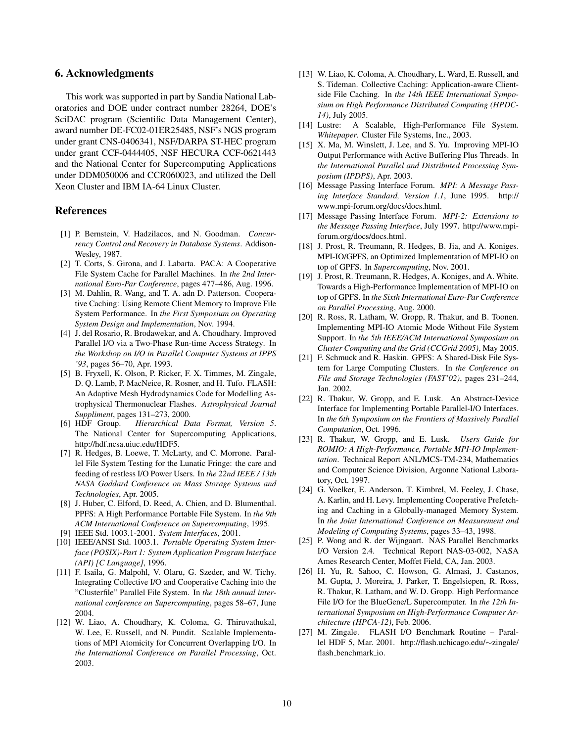## 6. Acknowledgments

This work was supported in part by Sandia National Laboratories and DOE under contract number 28264, DOE's SciDAC program (Scientific Data Management Center), award number DE-FC02-01ER25485, NSF's NGS program under grant CNS-0406341, NSF/DARPA ST-HEC program under grant CCF-0444405, NSF HECURA CCF-0621443 and the National Center for Supercomputing Applications under DDM050006 and CCR060023, and utilized the Dell Xeon Cluster and IBM IA-64 Linux Cluster.

## References

[1] P. Bernstein, V. Hadzilacos, and N. Goodman. *Concurrency Control and Recovery in Database Systems*. Addison-Wesley, 1987.

[2] T. Corts, S. Girona, and J. Labarta. PACA: A Cooperative File System Cache for Parallel Machines. In *the 2nd International Euro-Par Conference*, pages 477–486, Aug. 1996.

[3] M. Dahlin, R. Wang, and T. A. adn D. Patterson. Cooperative Caching: Using Remote Client Memory to Improve File System Performance. In *the First Symposium on Operating System Design and Implementation*, Nov. 1994.

[4] J. del Rosario, R. Brodawekar, and A. Choudhary. Improved Parallel I/O via a Two-Phase Run-time Access Strategy. In *the Workshop on I/O in Parallel Computer Systems at IPPS '93*, pages 56–70, Apr. 1993.

[5] B. Fryxell, K. Olson, P. Ricker, F. X. Timmes, M. Zingale, D. Q. Lamb, P. MacNeice, R. Rosner, and H. Tufo. FLASH: An Adaptive Mesh Hydrodynamics Code for Modelling Astrophysical Thermonuclear Flashes. *Astrophysical Journal Suppliment*, pages 131–273, 2000.

[6] HDF Group. *Hierarchical Data Format, Version 5*. The National Center for Supercomputing Applications, http://hdf.ncsa.uiuc.edu/HDF5.

[7] R. Hedges, B. Loewe, T. McLarty, and C. Morrone. Parallel File System Testing for the Lunatic Fringe: the care and feeding of restless I/O Power Users. In *the 22nd IEEE / 13th NASA Goddard Conference on Mass Storage Systems and Technologies*, Apr. 2005.

[8] J. Huber, C. Elford, D. Reed, A. Chien, and D. Blumenthal. PPFS: A High Performance Portable File System. In *the 9th ACM International Conference on Supercomputing*, 1995.

[9] IEEE Std. 1003.1-2001. *System Interfaces*, 2001.

[10] IEEE/ANSI Std. 1003.1. *Portable Operating System Interface (POSIX)-Part 1: System Application Program Interface (API) [C Language]*, 1996.

[11] F. Isaila, G. Malpohl, V. Olaru, G. Szeder, and W. Tichy. Integrating Collective I/O and Cooperative Caching into the "Clusterfile" Parallel File System. In *the 18th annual international conference on Supercomputing*, pages 58–67, June 2004.

[12] W. Liao, A. Choudhary, K. Coloma, G. Thiruvathukal, W. Lee, E. Russell, and N. Pundit. Scalable Implementations of MPI Atomicity for Concurrent Overlapping I/O. In *the International Conference on Parallel Processing*, Oct. 2003.

[13] W. Liao, K. Coloma, A. Choudhary, L. Ward, E. Russell, and S. Tideman. Collective Caching: Application-aware Client-side File Caching. In *the 14th IEEE International Symposium on High Performance Distributed Computing (HPDC-14)*, July 2005.

[14] Lustre: A Scalable, High-Performance File System. *Whitepaper*. Cluster File Systems, Inc., 2003.

[15] X. Ma, M. Winslett, J. Lee, and S. Yu. Improving MPI-IO Output Performance with Active Buffering Plus Threads. In *the International Parallel and Distributed Processing Symposium (IPDPS)*, Apr. 2003.

[16] Message Passing Interface Forum. *MPI: A Message Passing Interface Standard, Version 1.1*, June 1995. http://www.mpi-forum.org/docs/docs.html.

[17] Message Passing Interface Forum. *MPI-2: Extensions to the Message Passing Interface*, July 1997. http://www.mpi-forum.org/docs/docs.html.

[18] J. Prost, R. Treumann, R. Hedges, B. Jia, and A. Koniges. MPI-IO/GPFS, an Optimized Implementation of MPI-IO on top of GPFS. In *Supercomputing*, Nov. 2001.

[19] J. Prost, R. Treumann, R. Hedges, A. Koniges, and A. White. Towards a High-Performance Implementation of MPI-IO on top of GPFS. In *the Sixth International Euro-Par Conference on Parallel Processing*, Aug. 2000.

[20] R. Ross, R. Latham, W. Gropp, R. Thakur, and B. Toonen. Implementing MPI-IO Atomic Mode Without File System Support. In *the 5th IEEE/ACM International Symposium on Cluster Computing and the Grid (CCGrid 2005)*, May 2005.

[21] F. Schmuck and R. Haskin. GPFS: A Shared-Disk File System for Large Computing Clusters. In *the Conference on File and Storage Technologies (FAST'02)*, pages 231–244, Jan. 2002.

[22] R. Thakur, W. Gropp, and E. Lusk. An Abstract-Device Interface for Implementing Portable Parallel-I/O Interfaces. In *the 6th Symposium on the Frontiers of Massively Parallel Computation*, Oct. 1996.

[23] R. Thakur, W. Gropp, and E. Lusk. *Users Guide for ROMIO: A High-Performance, Portable MPI-IO Implementation*. Technical Report ANL/MCS-TM-234, Mathematics and Computer Science Division, Argonne National Laboratory, Oct. 1997.

[24] G. Voelker, E. Anderson, T. Kimbrel, M. Feeley, J. Chase, A. Karlin, and H. Levy. Implementing Cooperative Prefetching and Caching in a Globally-managed Memory System. In *the Joint International Conference on Measurement and Modeling of Computing Systems*, pages 33–43, 1998.

[25] P. Wong and R. der Wijngaart. NAS Parallel Benchmarks I/O Version 2.4. Technical Report NAS-03-002, NASA Ames Research Center, Moffet Field, CA, Jan. 2003.

[26] H. Yu, R. Sahoo, C. Howson, G. Almasi, J. Castanos, M. Gupta, J. Moreira, J. Parker, T. Engelsiepen, R. Ross, R. Thakur, R. Latham, and W. D. Gropp. High Performance File I/O for the BlueGene/L Supercomputer. In *the 12th International Symposium on High-Performance Computer Architecture (HPCA-12)*, Feb. 2006.

[27] M. Zingale. FLASH I/O Benchmark Routine – Parallel HDF 5, Mar. 2001. http://flash.uchicago.edu/∼zingale/flash_benchmark_io.